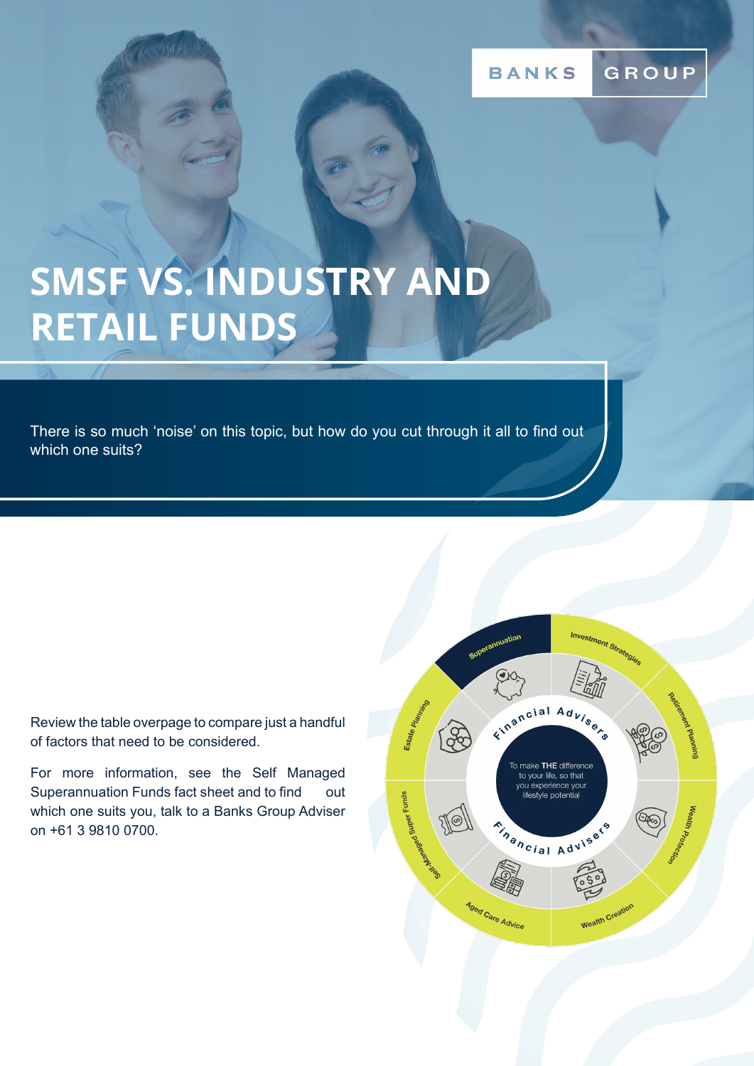BANKS GROUP

# SMSF VS. INDUSTRY AND RETAIL FUNDS

There is so much 'noise' on this topic, but how do you cut through it all to find out which one suits?

Review the table overpage to compare just a handful of factors that need to be considered.

For more information, see the Self Managed Superannuation Funds fact sheet and to find out which one suits you, talk to a Banks Group Adviser on +61 3 9810 0700.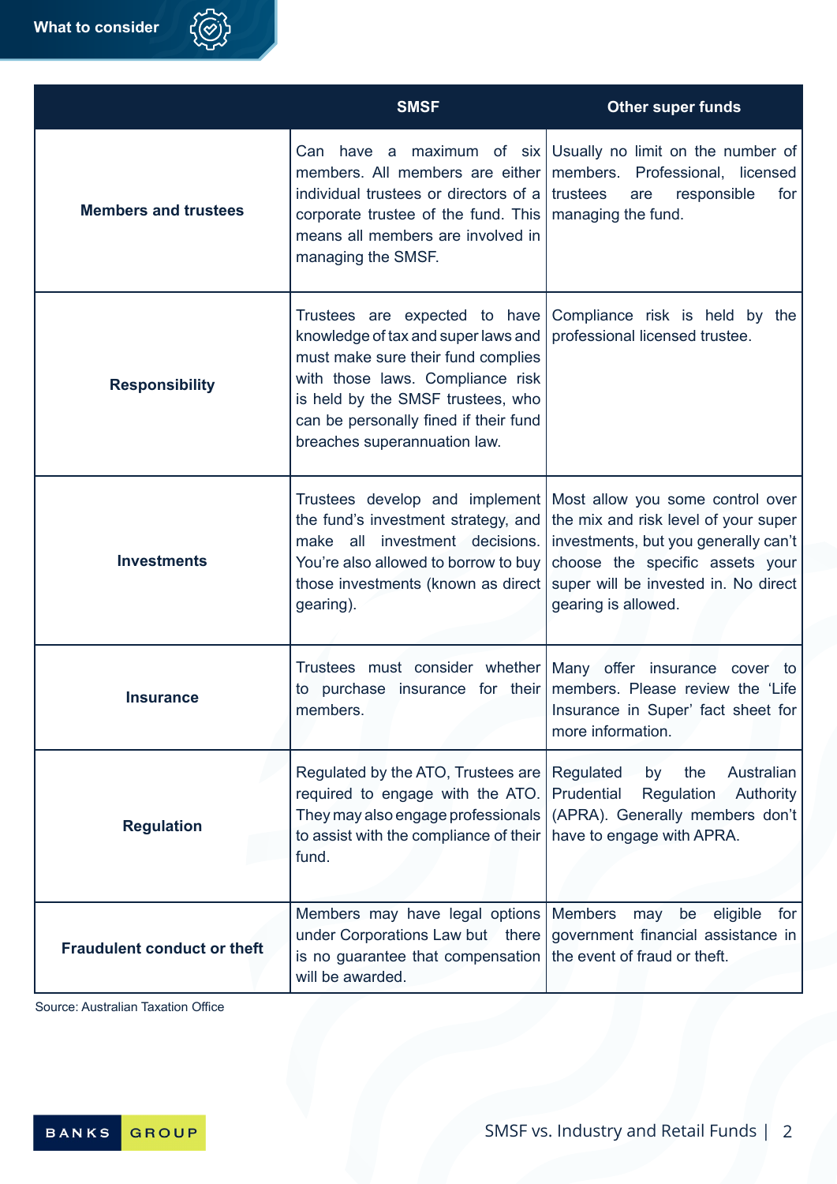## What to consider

| | SMSF | Other super funds |
|---|---|---|
| **Members and trustees** | Can have a maximum of six members. All members are either individual trustees or directors of a corporate trustee of the fund. This means all members are involved in managing the SMSF. | Usually no limit on the number of members. Professional, licensed trustees are responsible for managing the fund. |
| **Responsibility** | Trustees are expected to have knowledge of tax and super laws and must make sure their fund complies with those laws. Compliance risk is held by the SMSF trustees, who can be personally fined if their fund breaches superannuation law. | Compliance risk is held by the professional licensed trustee. |
| **Investments** | Trustees develop and implement the fund's investment strategy, and make all investment decisions. You're also allowed to borrow to buy those investments (known as direct gearing). | Most allow you some control over the mix and risk level of your super investments, but you generally can't choose the specific assets your super will be invested in. No direct gearing is allowed. |
| **Insurance** | Trustees must consider whether to purchase insurance for their members. | Many offer insurance cover to members. Please review the 'Life Insurance in Super' fact sheet for more information. |
| **Regulation** | Regulated by the ATO, Trustees are required to engage with the ATO. They may also engage professionals to assist with the compliance of their fund. | Regulated by the Australian Prudential Regulation Authority (APRA). Generally members don't have to engage with APRA. |
| **Fraudulent conduct or theft** | Members may have legal options under Corporations Law but there is no guarantee that compensation will be awarded. | Members may be eligible for government financial assistance in the event of fraud or theft. |

Source: Australian Taxation Office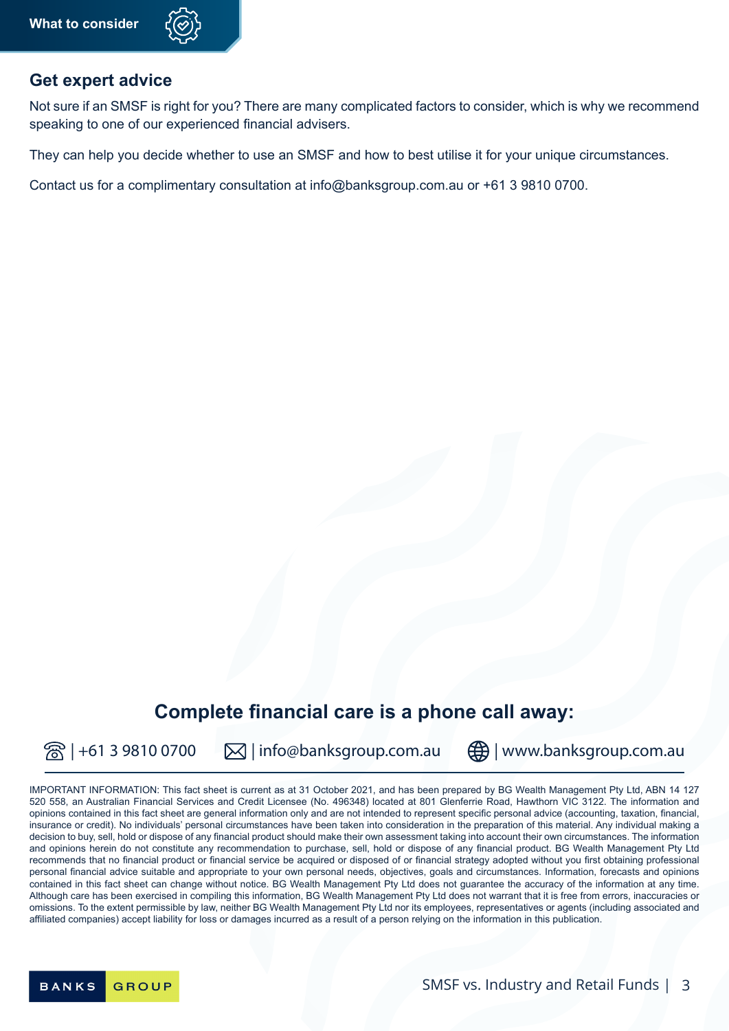What to consider

## Get expert advice

Not sure if an SMSF is right for you? There are many complicated factors to consider, which is why we recommend speaking to one of our experienced financial advisers.

They can help you decide whether to use an SMSF and how to best utilise it for your unique circumstances.

Contact us for a complimentary consultation at info@banksgroup.com.au or +61 3 9810 0700.

## Complete financial care is a phone call away:

| +61 3 9810 0700 | info@banksgroup.com.au | www.banksgroup.com.au

IMPORTANT INFORMATION: This fact sheet is current as at 31 October 2021, and has been prepared by BG Wealth Management Pty Ltd, ABN 14 127 520 558, an Australian Financial Services and Credit Licensee (No. 496348) located at 801 Glenferrie Road, Hawthorn VIC 3122. The information and opinions contained in this fact sheet are general information only and are not intended to represent specific personal advice (accounting, taxation, financial, insurance or credit). No individuals' personal circumstances have been taken into consideration in the preparation of this material. Any individual making a decision to buy, sell, hold or dispose of any financial product should make their own assessment taking into account their own circumstances. The information and opinions herein do not constitute any recommendation to purchase, sell, hold or dispose of any financial product. BG Wealth Management Pty Ltd recommends that no financial product or financial service be acquired or disposed of or financial strategy adopted without you first obtaining professional personal financial advice suitable and appropriate to your own personal needs, objectives, goals and circumstances. Information, forecasts and opinions contained in this fact sheet can change without notice. BG Wealth Management Pty Ltd does not guarantee the accuracy of the information at any time. Although care has been exercised in compiling this information, BG Wealth Management Pty Ltd does not warrant that it is free from errors, inaccuracies or omissions. To the extent permissible by law, neither BG Wealth Management Pty Ltd nor its employees, representatives or agents (including associated and affiliated companies) accept liability for loss or damages incurred as a result of a person relying on the information in this publication.

BANKS GROUP